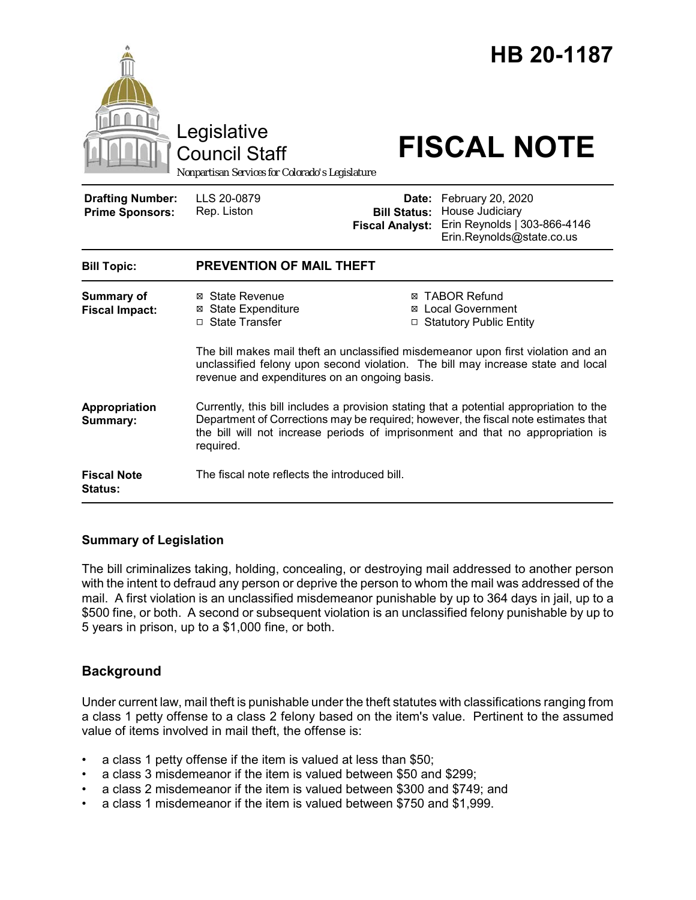# HB 20-1187

Legislative Council Staff

*Nonpartisan Services for Colorado's Legislature*

# FISCAL NOTE

| | | | |
|---|---|---|---|
| **Drafting Number:** | LLS 20-0879 | **Date:** | February 20, 2020 |
| **Prime Sponsors:** | Rep. Liston | **Bill Status:** | House Judiciary |
| | | **Fiscal Analyst:** | Erin Reynolds \| 303-866-4146 Erin.Reynolds@state.co.us |

| | |
|---|---|
| **Bill Topic:** | **PREVENTION OF MAIL THEFT** |
| **Summary of Fiscal Impact:** | ☒ State Revenue ☒ State Expenditure ☐ State Transfer ☒ TABOR Refund ☒ Local Government ☐ Statutory Public Entity<br><br>The bill makes mail theft an unclassified misdemeanor upon first violation and an unclassified felony upon second violation. The bill may increase state and local revenue and expenditures on an ongoing basis. |
| **Appropriation Summary:** | Currently, this bill includes a provision stating that a potential appropriation to the Department of Corrections may be required; however, the fiscal note estimates that the bill will not increase periods of imprisonment and that no appropriation is required. |
| **Fiscal Note Status:** | The fiscal note reflects the introduced bill. |

## Summary of Legislation

The bill criminalizes taking, holding, concealing, or destroying mail addressed to another person with the intent to defraud any person or deprive the person to whom the mail was addressed of the mail. A first violation is an unclassified misdemeanor punishable by up to 364 days in jail, up to a $500 fine, or both. A second or subsequent violation is an unclassified felony punishable by up to 5 years in prison, up to a $1,000 fine, or both.

## Background

Under current law, mail theft is punishable under the theft statutes with classifications ranging from a class 1 petty offense to a class 2 felony based on the item's value. Pertinent to the assumed value of items involved in mail theft, the offense is:

- a class 1 petty offense if the item is valued at less than $50;
- a class 3 misdemeanor if the item is valued between $50 and $299;
- a class 2 misdemeanor if the item is valued between $300 and $749; and
- a class 1 misdemeanor if the item is valued between $750 and $1,999.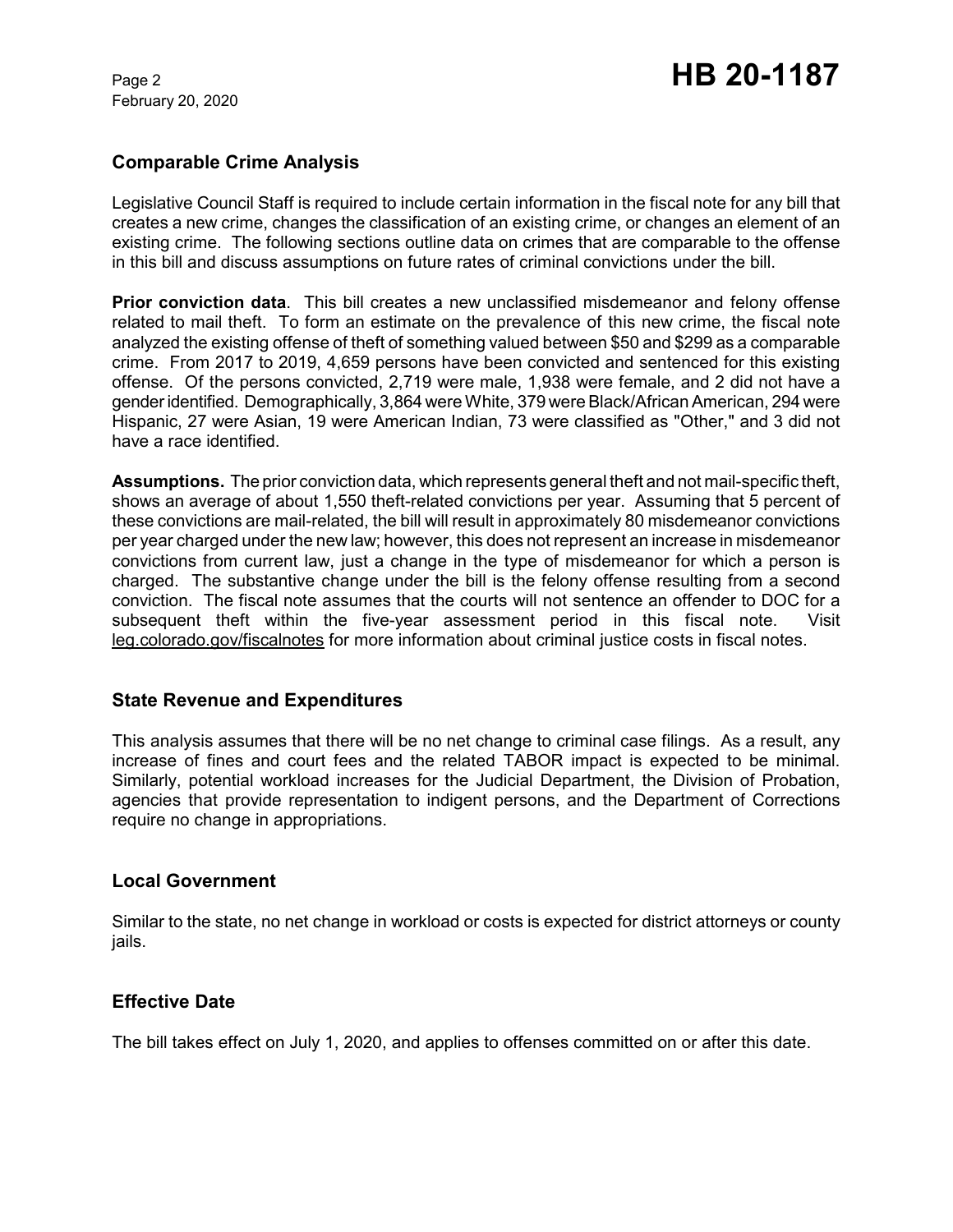## Comparable Crime Analysis

Legislative Council Staff is required to include certain information in the fiscal note for any bill that creates a new crime, changes the classification of an existing crime, or changes an element of an existing crime. The following sections outline data on crimes that are comparable to the offense in this bill and discuss assumptions on future rates of criminal convictions under the bill.

**Prior conviction data**. This bill creates a new unclassified misdemeanor and felony offense related to mail theft. To form an estimate on the prevalence of this new crime, the fiscal note analyzed the existing offense of theft of something valued between $50 and $299 as a comparable crime. From 2017 to 2019, 4,659 persons have been convicted and sentenced for this existing offense. Of the persons convicted, 2,719 were male, 1,938 were female, and 2 did not have a gender identified. Demographically, 3,864 were White, 379 were Black/African American, 294 were Hispanic, 27 were Asian, 19 were American Indian, 73 were classified as "Other," and 3 did not have a race identified.

**Assumptions.** The prior conviction data, which represents general theft and not mail-specific theft, shows an average of about 1,550 theft-related convictions per year. Assuming that 5 percent of these convictions are mail-related, the bill will result in approximately 80 misdemeanor convictions per year charged under the new law; however, this does not represent an increase in misdemeanor convictions from current law, just a change in the type of misdemeanor for which a person is charged. The substantive change under the bill is the felony offense resulting from a second conviction. The fiscal note assumes that the courts will not sentence an offender to DOC for a subsequent theft within the five-year assessment period in this fiscal note. Visit leg.colorado.gov/fiscalnotes for more information about criminal justice costs in fiscal notes.

## State Revenue and Expenditures

This analysis assumes that there will be no net change to criminal case filings. As a result, any increase of fines and court fees and the related TABOR impact is expected to be minimal. Similarly, potential workload increases for the Judicial Department, the Division of Probation, agencies that provide representation to indigent persons, and the Department of Corrections require no change in appropriations.

## Local Government

Similar to the state, no net change in workload or costs is expected for district attorneys or county jails.

## Effective Date

The bill takes effect on July 1, 2020, and applies to offenses committed on or after this date.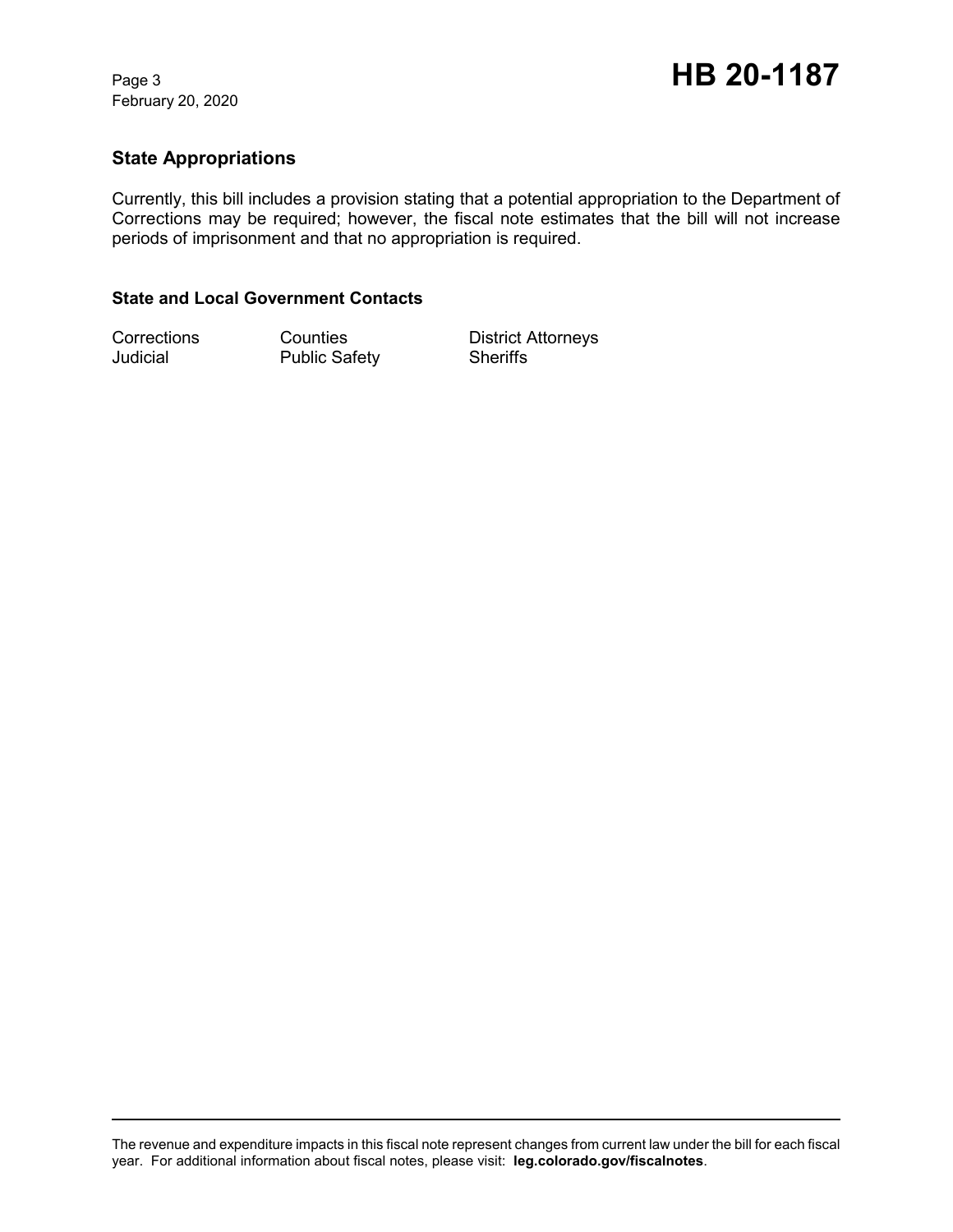## State Appropriations

Currently, this bill includes a provision stating that a potential appropriation to the Department of Corrections may be required; however, the fiscal note estimates that the bill will not increase periods of imprisonment and that no appropriation is required.

## State and Local Government Contacts

| | | |
|---|---|---|
| Corrections | Counties | District Attorneys |
| Judicial | Public Safety | Sheriffs |

The revenue and expenditure impacts in this fiscal note represent changes from current law under the bill for each fiscal year. For additional information about fiscal notes, please visit: **leg.colorado.gov/fiscalnotes**.